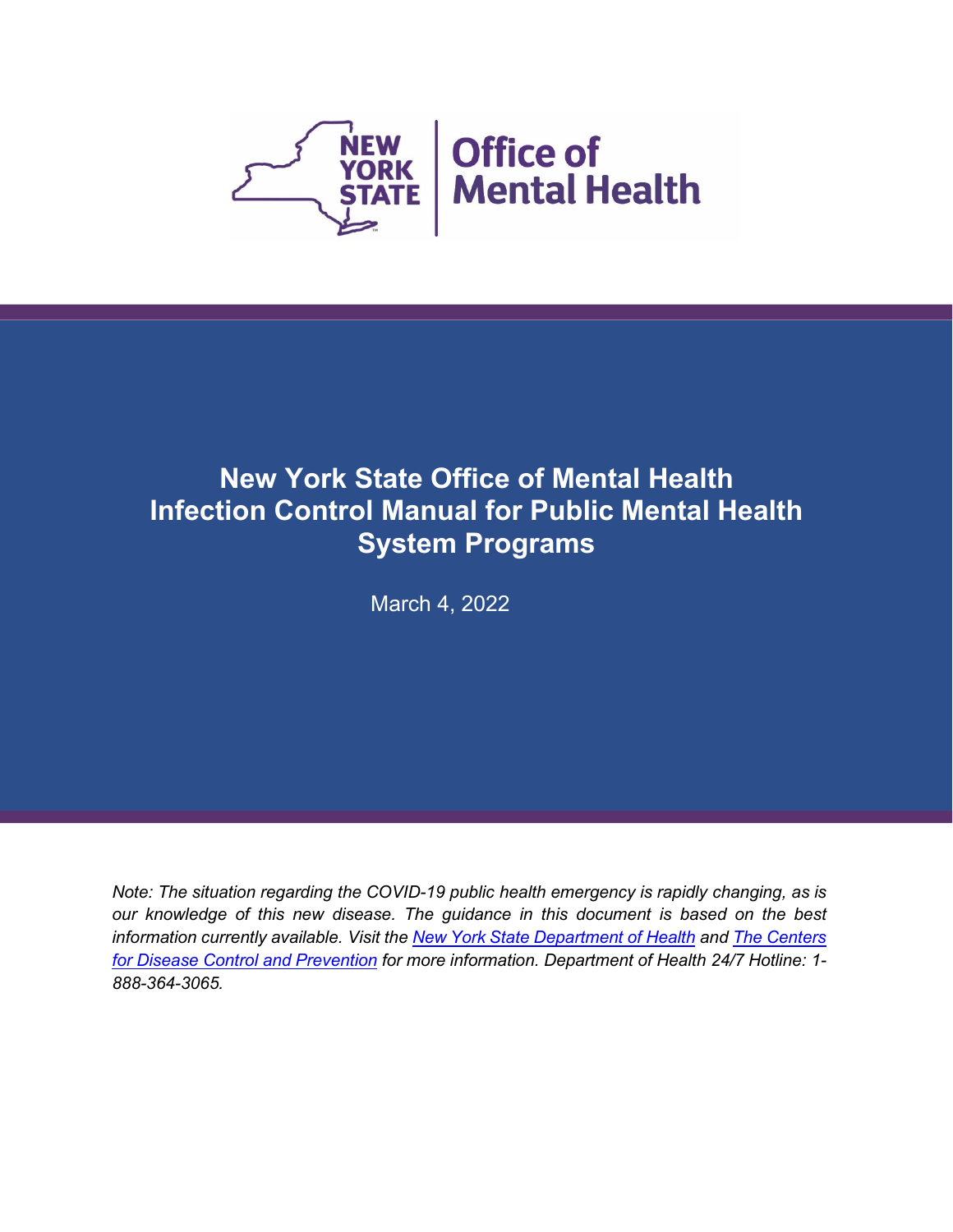# New York State Office of Mental Health Infection Control Manual for Public Mental Health System Programs

March 4, 2022

*Note: The situation regarding the COVID-19 public health emergency is rapidly changing, as is our knowledge of this new disease. The guidance in this document is based on the best information currently available. Visit the [New York State Department of Health]() and [The Centers for Disease Control and Prevention]() for more information. Department of Health 24/7 Hotline: 1-888-364-3065.*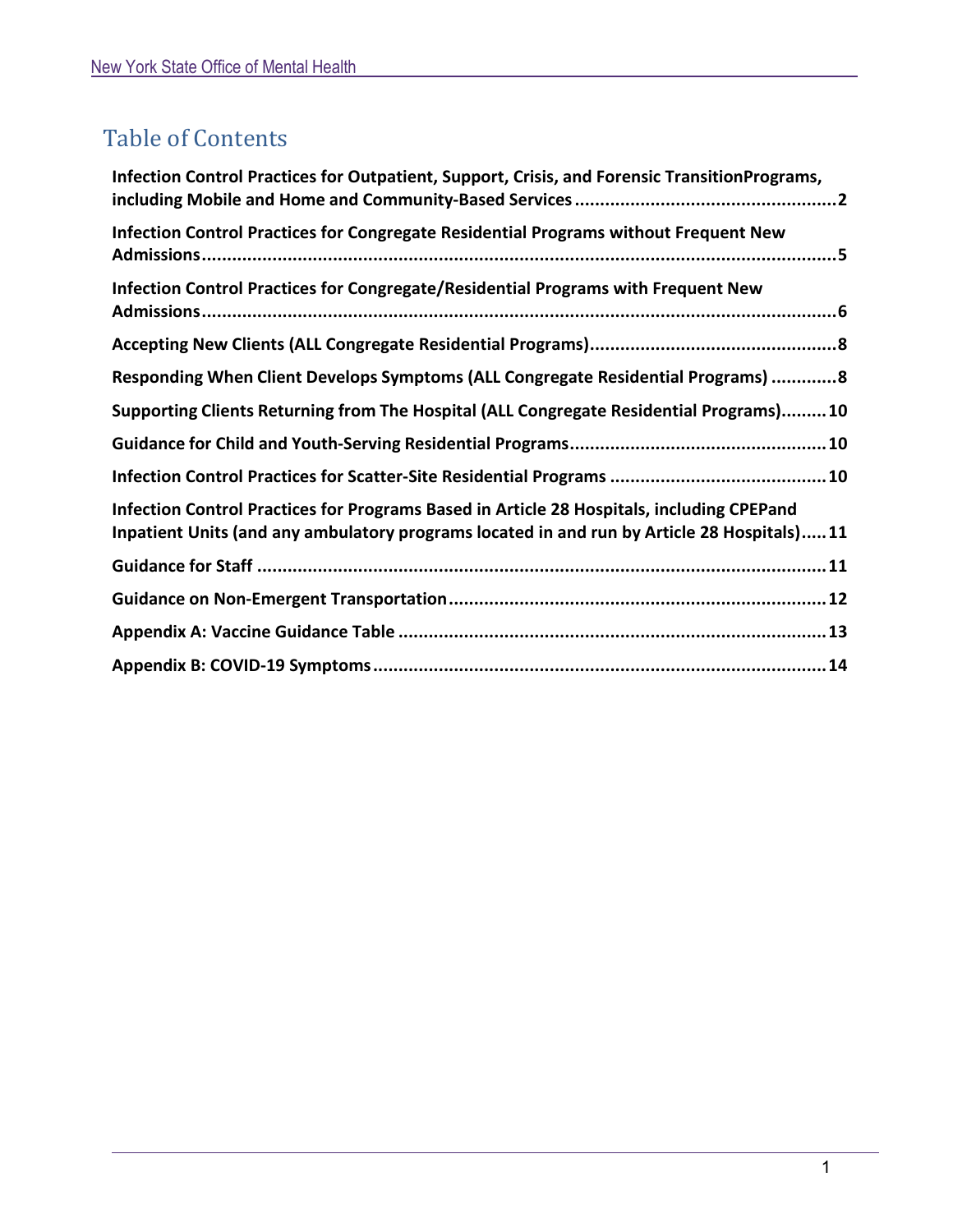# Table of Contents

**Infection Control Practices for Outpatient, Support, Crisis, and Forensic TransitionPrograms, including Mobile and Home and Community-Based Services** .................................................... **2**

**Infection Control Practices for Congregate Residential Programs without Frequent New Admissions**.................................................................................................................. **5**

**Infection Control Practices for Congregate/Residential Programs with Frequent New Admissions**.................................................................................................................. **6**

**Accepting New Clients (ALL Congregate Residential Programs)**................................................. **8**

**Responding When Client Develops Symptoms (ALL Congregate Residential Programs)** ............ **8**

**Supporting Clients Returning from The Hospital (ALL Congregate Residential Programs)**......... **10**

**Guidance for Child and Youth-Serving Residential Programs**................................................... **10**

**Infection Control Practices for Scatter-Site Residential Programs** ........................................... **10**

**Infection Control Practices for Programs Based in Article 28 Hospitals, including CPEPand Inpatient Units (and any ambulatory programs located in and run by Article 28 Hospitals)**..... **11**

**Guidance for Staff** ................................................................................................. **11**

**Guidance on Non-Emergent Transportation**.......................................................................... **12**

**Appendix A: Vaccine Guidance Table** .................................................................................... **13**

**Appendix B: COVID-19 Symptoms**........................................................................................ **14**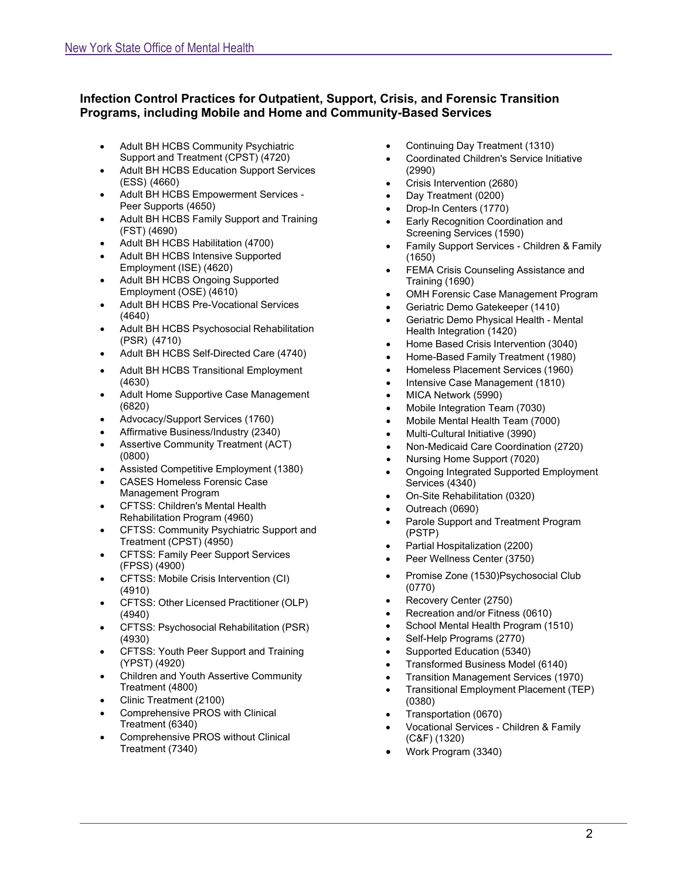### Infection Control Practices for Outpatient, Support, Crisis, and Forensic Transition Programs, including Mobile and Home and Community-Based Services

- Adult BH HCBS Community Psychiatric Support and Treatment (CPST) (4720)
- Adult BH HCBS Education Support Services (ESS) (4660)
- Adult BH HCBS Empowerment Services - Peer Supports (4650)
- Adult BH HCBS Family Support and Training (FST) (4690)
- Adult BH HCBS Habilitation (4700)
- Adult BH HCBS Intensive Supported Employment (ISE) (4620)
- Adult BH HCBS Ongoing Supported Employment (OSE) (4610)
- Adult BH HCBS Pre-Vocational Services (4640)
- Adult BH HCBS Psychosocial Rehabilitation (PSR) (4710)
- Adult BH HCBS Self-Directed Care (4740)
- Adult BH HCBS Transitional Employment (4630)
- Adult Home Supportive Case Management (6820)
- Advocacy/Support Services (1760)
- Affirmative Business/Industry (2340)
- Assertive Community Treatment (ACT) (0800)
- Assisted Competitive Employment (1380)
- CASES Homeless Forensic Case Management Program
- CFTSS: Children's Mental Health Rehabilitation Program (4960)
- CFTSS: Community Psychiatric Support and Treatment (CPST) (4950)
- CFTSS: Family Peer Support Services (FPSS) (4900)
- CFTSS: Mobile Crisis Intervention (CI) (4910)
- CFTSS: Other Licensed Practitioner (OLP) (4940)
- CFTSS: Psychosocial Rehabilitation (PSR) (4930)
- CFTSS: Youth Peer Support and Training (YPST) (4920)
- Children and Youth Assertive Community Treatment (4800)
- Clinic Treatment (2100)
- Comprehensive PROS with Clinical Treatment (6340)
- Comprehensive PROS without Clinical Treatment (7340)
- Continuing Day Treatment (1310)
- Coordinated Children's Service Initiative (2990)
- Crisis Intervention (2680)
- Day Treatment (0200)
- Drop-In Centers (1770)
- Early Recognition Coordination and Screening Services (1590)
- Family Support Services - Children & Family (1650)
- FEMA Crisis Counseling Assistance and Training (1690)
- OMH Forensic Case Management Program
- Geriatric Demo Gatekeeper (1410)
- Geriatric Demo Physical Health - Mental Health Integration (1420)
- Home Based Crisis Intervention (3040)
- Home-Based Family Treatment (1980)
- Homeless Placement Services (1960)
- Intensive Case Management (1810)
- MICA Network (5990)
- Mobile Integration Team (7030)
- Mobile Mental Health Team (7000)
- Multi-Cultural Initiative (3990)
- Non-Medicaid Care Coordination (2720)
- Nursing Home Support (7020)
- Ongoing Integrated Supported Employment Services (4340)
- On-Site Rehabilitation (0320)
- Outreach (0690)
- Parole Support and Treatment Program (PSTP)
- Partial Hospitalization (2200)
- Peer Wellness Center (3750)
- Promise Zone (1530)Psychosocial Club (0770)
- Recovery Center (2750)
- Recreation and/or Fitness (0610)
- School Mental Health Program (1510)
- Self-Help Programs (2770)
- Supported Education (5340)
- Transformed Business Model (6140)
- Transition Management Services (1970)
- Transitional Employment Placement (TEP) (0380)
- Transportation (0670)
- Vocational Services - Children & Family (C&F) (1320)
- Work Program (3340)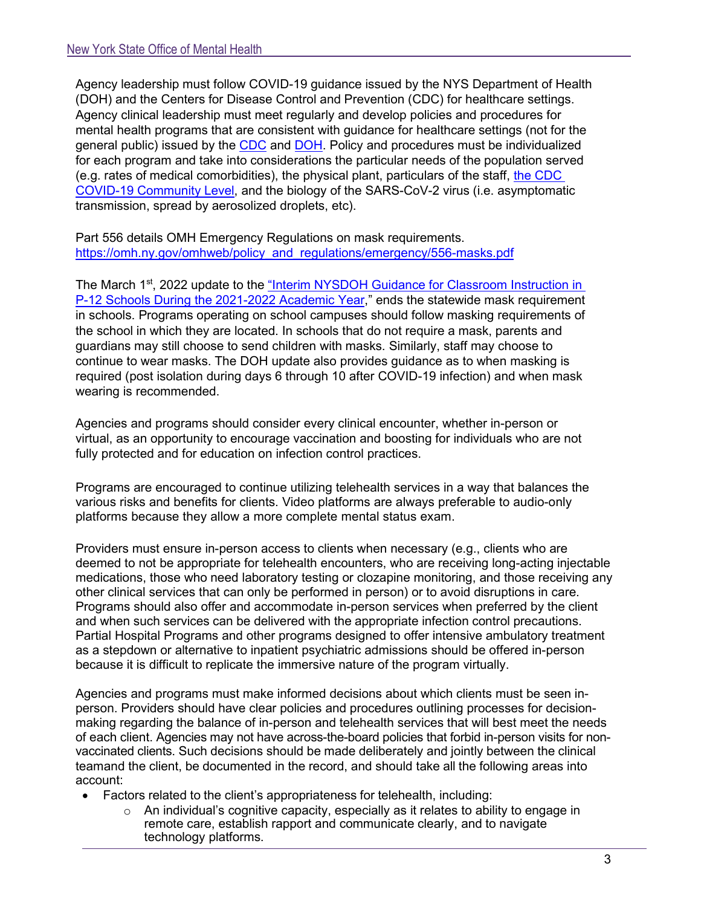Agency leadership must follow COVID-19 guidance issued by the NYS Department of Health (DOH) and the Centers for Disease Control and Prevention (CDC) for healthcare settings. Agency clinical leadership must meet regularly and develop policies and procedures for mental health programs that are consistent with guidance for healthcare settings (not for the general public) issued by the CDC and DOH. Policy and procedures must be individualized for each program and take into considerations the particular needs of the population served (e.g. rates of medical comorbidities), the physical plant, particulars of the staff, the CDC COVID-19 Community Level, and the biology of the SARS-CoV-2 virus (i.e. asymptomatic transmission, spread by aerosolized droplets, etc).

Part 556 details OMH Emergency Regulations on mask requirements. https://omh.ny.gov/omhweb/policy_and_regulations/emergency/556-masks.pdf

The March 1st, 2022 update to the "Interim NYSDOH Guidance for Classroom Instruction in P-12 Schools During the 2021-2022 Academic Year," ends the statewide mask requirement in schools. Programs operating on school campuses should follow masking requirements of the school in which they are located. In schools that do not require a mask, parents and guardians may still choose to send children with masks. Similarly, staff may choose to continue to wear masks. The DOH update also provides guidance as to when masking is required (post isolation during days 6 through 10 after COVID-19 infection) and when mask wearing is recommended.

Agencies and programs should consider every clinical encounter, whether in-person or virtual, as an opportunity to encourage vaccination and boosting for individuals who are not fully protected and for education on infection control practices.

Programs are encouraged to continue utilizing telehealth services in a way that balances the various risks and benefits for clients. Video platforms are always preferable to audio-only platforms because they allow a more complete mental status exam.

Providers must ensure in-person access to clients when necessary (e.g., clients who are deemed to not be appropriate for telehealth encounters, who are receiving long-acting injectable medications, those who need laboratory testing or clozapine monitoring, and those receiving any other clinical services that can only be performed in person) or to avoid disruptions in care. Programs should also offer and accommodate in-person services when preferred by the client and when such services can be delivered with the appropriate infection control precautions. Partial Hospital Programs and other programs designed to offer intensive ambulatory treatment as a stepdown or alternative to inpatient psychiatric admissions should be offered in-person because it is difficult to replicate the immersive nature of the program virtually.

Agencies and programs must make informed decisions about which clients must be seen in-person. Providers should have clear policies and procedures outlining processes for decision-making regarding the balance of in-person and telehealth services that will best meet the needs of each client. Agencies may not have across-the-board policies that forbid in-person visits for non-vaccinated clients. Such decisions should be made deliberately and jointly between the clinical teamand the client, be documented in the record, and should take all the following areas into account:

- Factors related to the client's appropriateness for telehealth, including:
  - An individual's cognitive capacity, especially as it relates to ability to engage in remote care, establish rapport and communicate clearly, and to navigate technology platforms.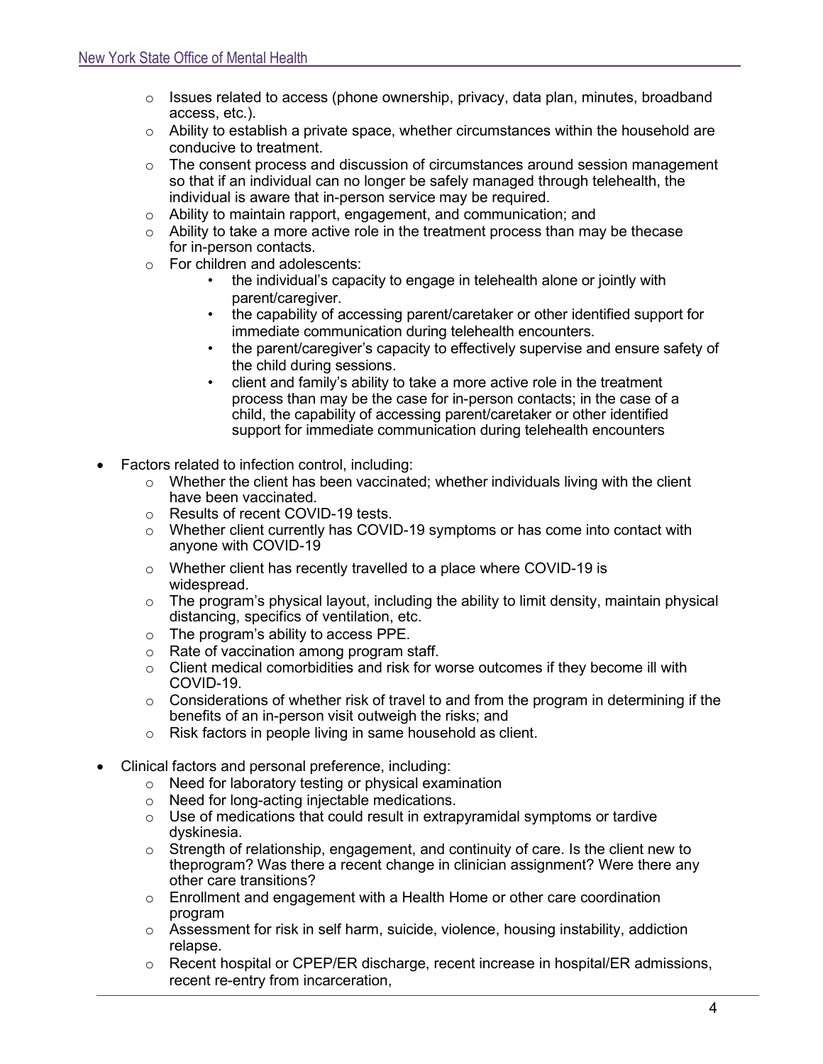- Issues related to access (phone ownership, privacy, data plan, minutes, broadband access, etc.).
  - Ability to establish a private space, whether circumstances within the household are conducive to treatment.
  - The consent process and discussion of circumstances around session management so that if an individual can no longer be safely managed through telehealth, the individual is aware that in-person service may be required.
  - Ability to maintain rapport, engagement, and communication; and
  - Ability to take a more active role in the treatment process than may be thecase for in-person contacts.
  - For children and adolescents:
    - the individual's capacity to engage in telehealth alone or jointly with parent/caregiver.
    - the capability of accessing parent/caretaker or other identified support for immediate communication during telehealth encounters.
    - the parent/caregiver's capacity to effectively supervise and ensure safety of the child during sessions.
    - client and family's ability to take a more active role in the treatment process than may be the case for in-person contacts; in the case of a child, the capability of accessing parent/caretaker or other identified support for immediate communication during telehealth encounters

- Factors related to infection control, including:
  - Whether the client has been vaccinated; whether individuals living with the client have been vaccinated.
  - Results of recent COVID-19 tests.
  - Whether client currently has COVID-19 symptoms or has come into contact with anyone with COVID-19
  - Whether client has recently travelled to a place where COVID-19 is widespread.
  - The program's physical layout, including the ability to limit density, maintain physical distancing, specifics of ventilation, etc.
  - The program's ability to access PPE.
  - Rate of vaccination among program staff.
  - Client medical comorbidities and risk for worse outcomes if they become ill with COVID-19.
  - Considerations of whether risk of travel to and from the program in determining if the benefits of an in-person visit outweigh the risks; and
  - Risk factors in people living in same household as client.

- Clinical factors and personal preference, including:
  - Need for laboratory testing or physical examination
  - Need for long-acting injectable medications.
  - Use of medications that could result in extrapyramidal symptoms or tardive dyskinesia.
  - Strength of relationship, engagement, and continuity of care. Is the client new to theprogram? Was there a recent change in clinician assignment? Were there any other care transitions?
  - Enrollment and engagement with a Health Home or other care coordination program
  - Assessment for risk in self harm, suicide, violence, housing instability, addiction relapse.
  - Recent hospital or CPEP/ER discharge, recent increase in hospital/ER admissions, recent re-entry from incarceration,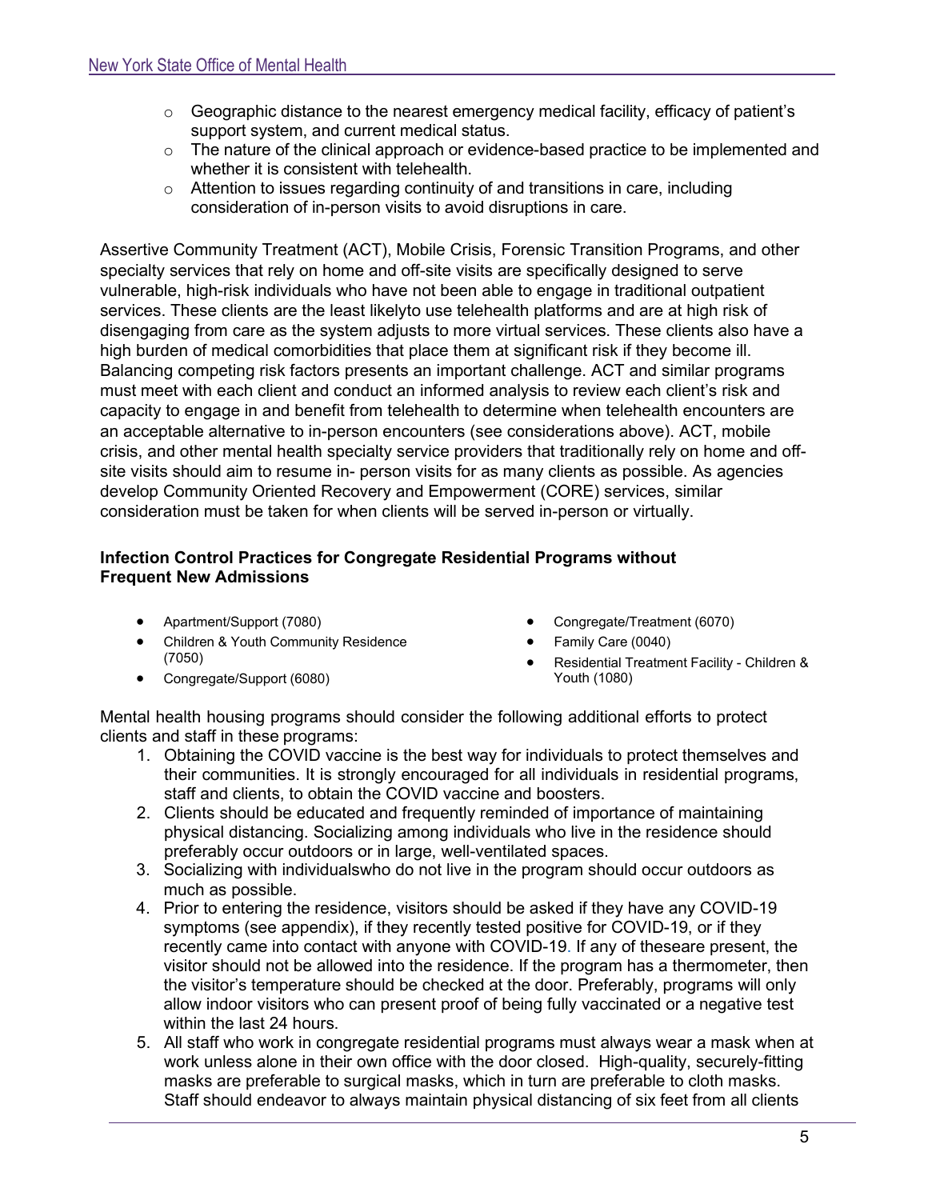- Geographic distance to the nearest emergency medical facility, efficacy of patient's support system, and current medical status.
- The nature of the clinical approach or evidence-based practice to be implemented and whether it is consistent with telehealth.
- Attention to issues regarding continuity of and transitions in care, including consideration of in-person visits to avoid disruptions in care.

Assertive Community Treatment (ACT), Mobile Crisis, Forensic Transition Programs, and other specialty services that rely on home and off-site visits are specifically designed to serve vulnerable, high-risk individuals who have not been able to engage in traditional outpatient services. These clients are the least likelyto use telehealth platforms and are at high risk of disengaging from care as the system adjusts to more virtual services. These clients also have a high burden of medical comorbidities that place them at significant risk if they become ill. Balancing competing risk factors presents an important challenge. ACT and similar programs must meet with each client and conduct an informed analysis to review each client's risk and capacity to engage in and benefit from telehealth to determine when telehealth encounters are an acceptable alternative to in-person encounters (see considerations above). ACT, mobile crisis, and other mental health specialty service providers that traditionally rely on home and off-site visits should aim to resume in- person visits for as many clients as possible. As agencies develop Community Oriented Recovery and Empowerment (CORE) services, similar consideration must be taken for when clients will be served in-person or virtually.

**Infection Control Practices for Congregate Residential Programs without Frequent New Admissions**

- Apartment/Support (7080)
- Children & Youth Community Residence (7050)
- Congregate/Support (6080)
- Congregate/Treatment (6070)
- Family Care (0040)
- Residential Treatment Facility - Children & Youth (1080)

Mental health housing programs should consider the following additional efforts to protect clients and staff in these programs:

1. Obtaining the COVID vaccine is the best way for individuals to protect themselves and their communities. It is strongly encouraged for all individuals in residential programs, staff and clients, to obtain the COVID vaccine and boosters.
2. Clients should be educated and frequently reminded of importance of maintaining physical distancing. Socializing among individuals who live in the residence should preferably occur outdoors or in large, well-ventilated spaces.
3. Socializing with individualswho do not live in the program should occur outdoors as much as possible.
4. Prior to entering the residence, visitors should be asked if they have any COVID-19 symptoms (see appendix), if they recently tested positive for COVID-19, or if they recently came into contact with anyone with COVID-19. If any of theseare present, the visitor should not be allowed into the residence. If the program has a thermometer, then the visitor's temperature should be checked at the door. Preferably, programs will only allow indoor visitors who can present proof of being fully vaccinated or a negative test within the last 24 hours.
5. All staff who work in congregate residential programs must always wear a mask when at work unless alone in their own office with the door closed. High-quality, securely-fitting masks are preferable to surgical masks, which in turn are preferable to cloth masks. Staff should endeavor to always maintain physical distancing of six feet from all clients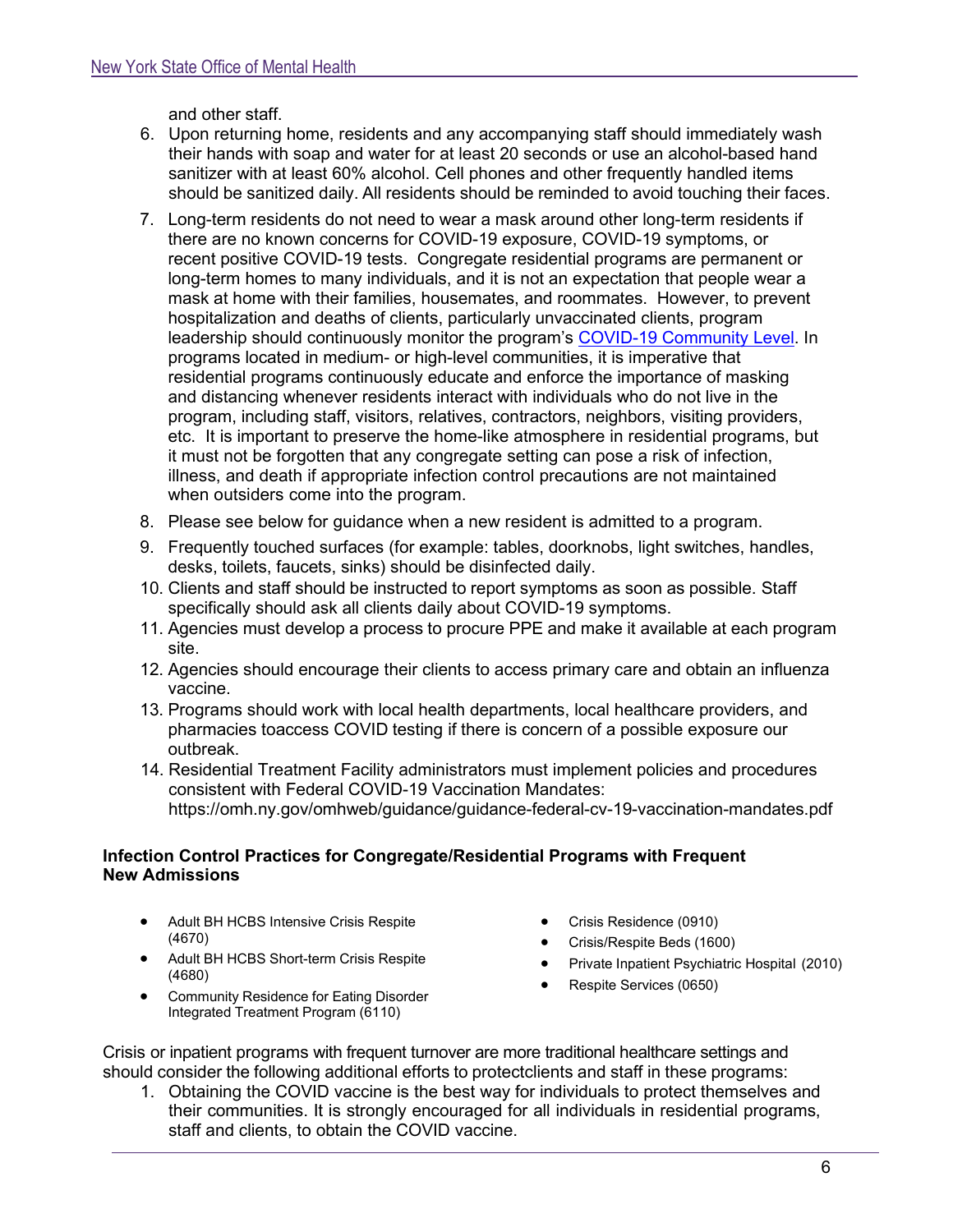and other staff.

6. Upon returning home, residents and any accompanying staff should immediately wash their hands with soap and water for at least 20 seconds or use an alcohol-based hand sanitizer with at least 60% alcohol. Cell phones and other frequently handled items should be sanitized daily. All residents should be reminded to avoid touching their faces.
7. Long-term residents do not need to wear a mask around other long-term residents if there are no known concerns for COVID-19 exposure, COVID-19 symptoms, or recent positive COVID-19 tests. Congregate residential programs are permanent or long-term homes to many individuals, and it is not an expectation that people wear a mask at home with their families, housemates, and roommates. However, to prevent hospitalization and deaths of clients, particularly unvaccinated clients, program leadership should continuously monitor the program's COVID-19 Community Level. In programs located in medium- or high-level communities, it is imperative that residential programs continuously educate and enforce the importance of masking and distancing whenever residents interact with individuals who do not live in the program, including staff, visitors, relatives, contractors, neighbors, visiting providers, etc. It is important to preserve the home-like atmosphere in residential programs, but it must not be forgotten that any congregate setting can pose a risk of infection, illness, and death if appropriate infection control precautions are not maintained when outsiders come into the program.
8. Please see below for guidance when a new resident is admitted to a program.
9. Frequently touched surfaces (for example: tables, doorknobs, light switches, handles, desks, toilets, faucets, sinks) should be disinfected daily.
10. Clients and staff should be instructed to report symptoms as soon as possible. Staff specifically should ask all clients daily about COVID-19 symptoms.
11. Agencies must develop a process to procure PPE and make it available at each program site.
12. Agencies should encourage their clients to access primary care and obtain an influenza vaccine.
13. Programs should work with local health departments, local healthcare providers, and pharmacies toaccess COVID testing if there is concern of a possible exposure our outbreak.
14. Residential Treatment Facility administrators must implement policies and procedures consistent with Federal COVID-19 Vaccination Mandates: https://omh.ny.gov/omhweb/guidance/guidance-federal-cv-19-vaccination-mandates.pdf

**Infection Control Practices for Congregate/Residential Programs with Frequent New Admissions**

- Adult BH HCBS Intensive Crisis Respite (4670)
- Adult BH HCBS Short-term Crisis Respite (4680)
- Community Residence for Eating Disorder Integrated Treatment Program (6110)
- Crisis Residence (0910)
- Crisis/Respite Beds (1600)
- Private Inpatient Psychiatric Hospital (2010)
- Respite Services (0650)

Crisis or inpatient programs with frequent turnover are more traditional healthcare settings and should consider the following additional efforts to protectclients and staff in these programs:

1. Obtaining the COVID vaccine is the best way for individuals to protect themselves and their communities. It is strongly encouraged for all individuals in residential programs, staff and clients, to obtain the COVID vaccine.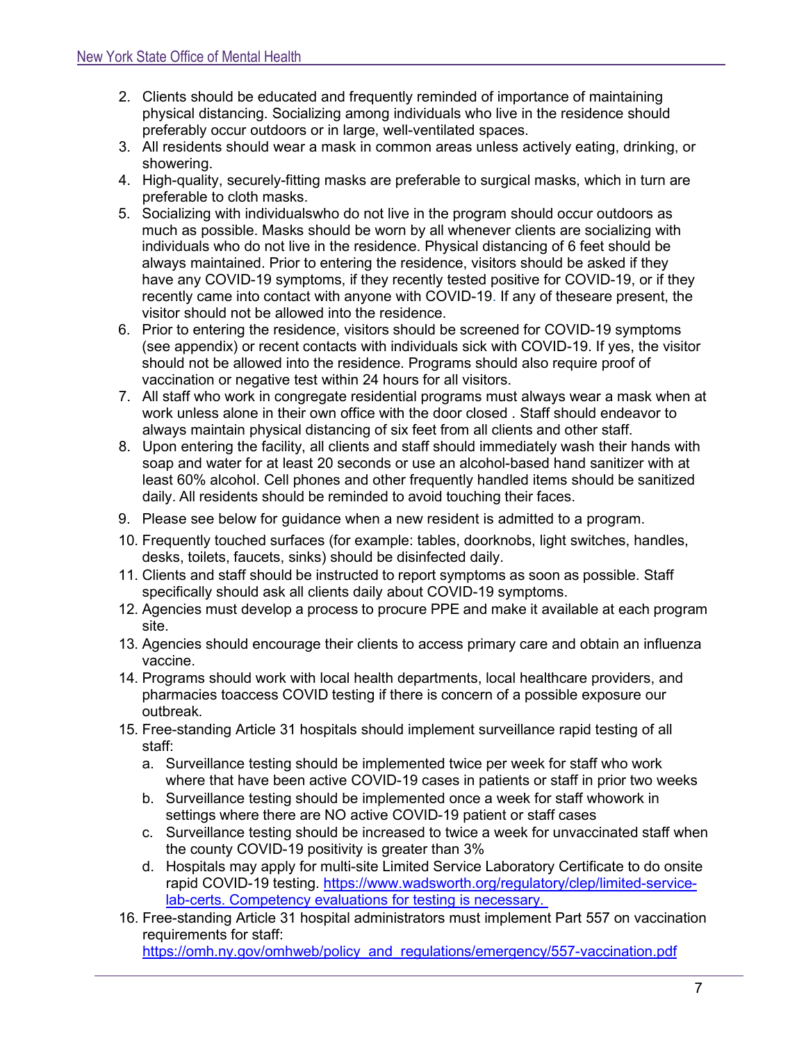2. Clients should be educated and frequently reminded of importance of maintaining physical distancing. Socializing among individuals who live in the residence should preferably occur outdoors or in large, well-ventilated spaces.
3. All residents should wear a mask in common areas unless actively eating, drinking, or showering.
4. High-quality, securely-fitting masks are preferable to surgical masks, which in turn are preferable to cloth masks.
5. Socializing with individualswho do not live in the program should occur outdoors as much as possible. Masks should be worn by all whenever clients are socializing with individuals who do not live in the residence. Physical distancing of 6 feet should be always maintained. Prior to entering the residence, visitors should be asked if they have any COVID-19 symptoms, if they recently tested positive for COVID-19, or if they recently came into contact with anyone with COVID-19. If any of theseare present, the visitor should not be allowed into the residence.
6. Prior to entering the residence, visitors should be screened for COVID-19 symptoms (see appendix) or recent contacts with individuals sick with COVID-19. If yes, the visitor should not be allowed into the residence. Programs should also require proof of vaccination or negative test within 24 hours for all visitors.
7. All staff who work in congregate residential programs must always wear a mask when at work unless alone in their own office with the door closed . Staff should endeavor to always maintain physical distancing of six feet from all clients and other staff.
8. Upon entering the facility, all clients and staff should immediately wash their hands with soap and water for at least 20 seconds or use an alcohol-based hand sanitizer with at least 60% alcohol. Cell phones and other frequently handled items should be sanitized daily. All residents should be reminded to avoid touching their faces.
9. Please see below for guidance when a new resident is admitted to a program.
10. Frequently touched surfaces (for example: tables, doorknobs, light switches, handles, desks, toilets, faucets, sinks) should be disinfected daily.
11. Clients and staff should be instructed to report symptoms as soon as possible. Staff specifically should ask all clients daily about COVID-19 symptoms.
12. Agencies must develop a process to procure PPE and make it available at each program site.
13. Agencies should encourage their clients to access primary care and obtain an influenza vaccine.
14. Programs should work with local health departments, local healthcare providers, and pharmacies toaccess COVID testing if there is concern of a possible exposure our outbreak.
15. Free-standing Article 31 hospitals should implement surveillance rapid testing of all staff:
    a. Surveillance testing should be implemented twice per week for staff who work where that have been active COVID-19 cases in patients or staff in prior two weeks
    b. Surveillance testing should be implemented once a week for staff whowork in settings where there are NO active COVID-19 patient or staff cases
    c. Surveillance testing should be increased to twice a week for unvaccinated staff when the county COVID-19 positivity is greater than 3%
    d. Hospitals may apply for multi-site Limited Service Laboratory Certificate to do onsite rapid COVID-19 testing. https://www.wadsworth.org/regulatory/clep/limited-service-lab-certs. Competency evaluations for testing is necessary.
16. Free-standing Article 31 hospital administrators must implement Part 557 on vaccination requirements for staff: https://omh.ny.gov/omhweb/policy_and_regulations/emergency/557-vaccination.pdf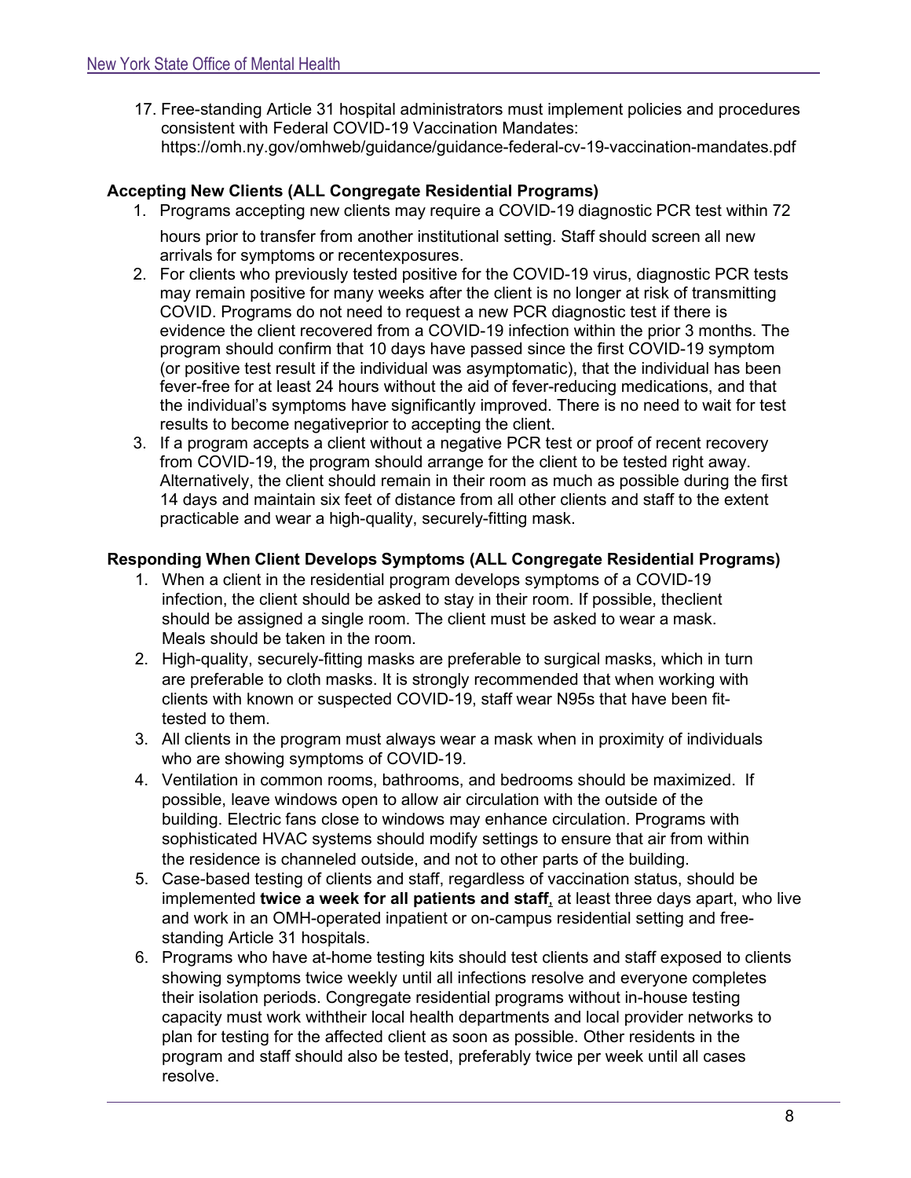17. Free-standing Article 31 hospital administrators must implement policies and procedures consistent with Federal COVID-19 Vaccination Mandates: https://omh.ny.gov/omhweb/guidance/guidance-federal-cv-19-vaccination-mandates.pdf

**Accepting New Clients (ALL Congregate Residential Programs)**

1. Programs accepting new clients may require a COVID-19 diagnostic PCR test within 72 hours prior to transfer from another institutional setting. Staff should screen all new arrivals for symptoms or recentexposures.
2. For clients who previously tested positive for the COVID-19 virus, diagnostic PCR tests may remain positive for many weeks after the client is no longer at risk of transmitting COVID. Programs do not need to request a new PCR diagnostic test if there is evidence the client recovered from a COVID-19 infection within the prior 3 months. The program should confirm that 10 days have passed since the first COVID-19 symptom (or positive test result if the individual was asymptomatic), that the individual has been fever-free for at least 24 hours without the aid of fever-reducing medications, and that the individual's symptoms have significantly improved. There is no need to wait for test results to become negativeprior to accepting the client.
3. If a program accepts a client without a negative PCR test or proof of recent recovery from COVID-19, the program should arrange for the client to be tested right away. Alternatively, the client should remain in their room as much as possible during the first 14 days and maintain six feet of distance from all other clients and staff to the extent practicable and wear a high-quality, securely-fitting mask.

**Responding When Client Develops Symptoms (ALL Congregate Residential Programs)**

1. When a client in the residential program develops symptoms of a COVID-19 infection, the client should be asked to stay in their room. If possible, theclient should be assigned a single room. The client must be asked to wear a mask. Meals should be taken in the room.
2. High-quality, securely-fitting masks are preferable to surgical masks, which in turn are preferable to cloth masks. It is strongly recommended that when working with clients with known or suspected COVID-19, staff wear N95s that have been fit-tested to them.
3. All clients in the program must always wear a mask when in proximity of individuals who are showing symptoms of COVID-19.
4. Ventilation in common rooms, bathrooms, and bedrooms should be maximized. If possible, leave windows open to allow air circulation with the outside of the building. Electric fans close to windows may enhance circulation. Programs with sophisticated HVAC systems should modify settings to ensure that air from within the residence is channeled outside, and not to other parts of the building.
5. Case-based testing of clients and staff, regardless of vaccination status, should be implemented **twice a week for all patients and staff**, at least three days apart, who live and work in an OMH-operated inpatient or on-campus residential setting and free-standing Article 31 hospitals.
6. Programs who have at-home testing kits should test clients and staff exposed to clients showing symptoms twice weekly until all infections resolve and everyone completes their isolation periods. Congregate residential programs without in-house testing capacity must work withtheir local health departments and local provider networks to plan for testing for the affected client as soon as possible. Other residents in the program and staff should also be tested, preferably twice per week until all cases resolve.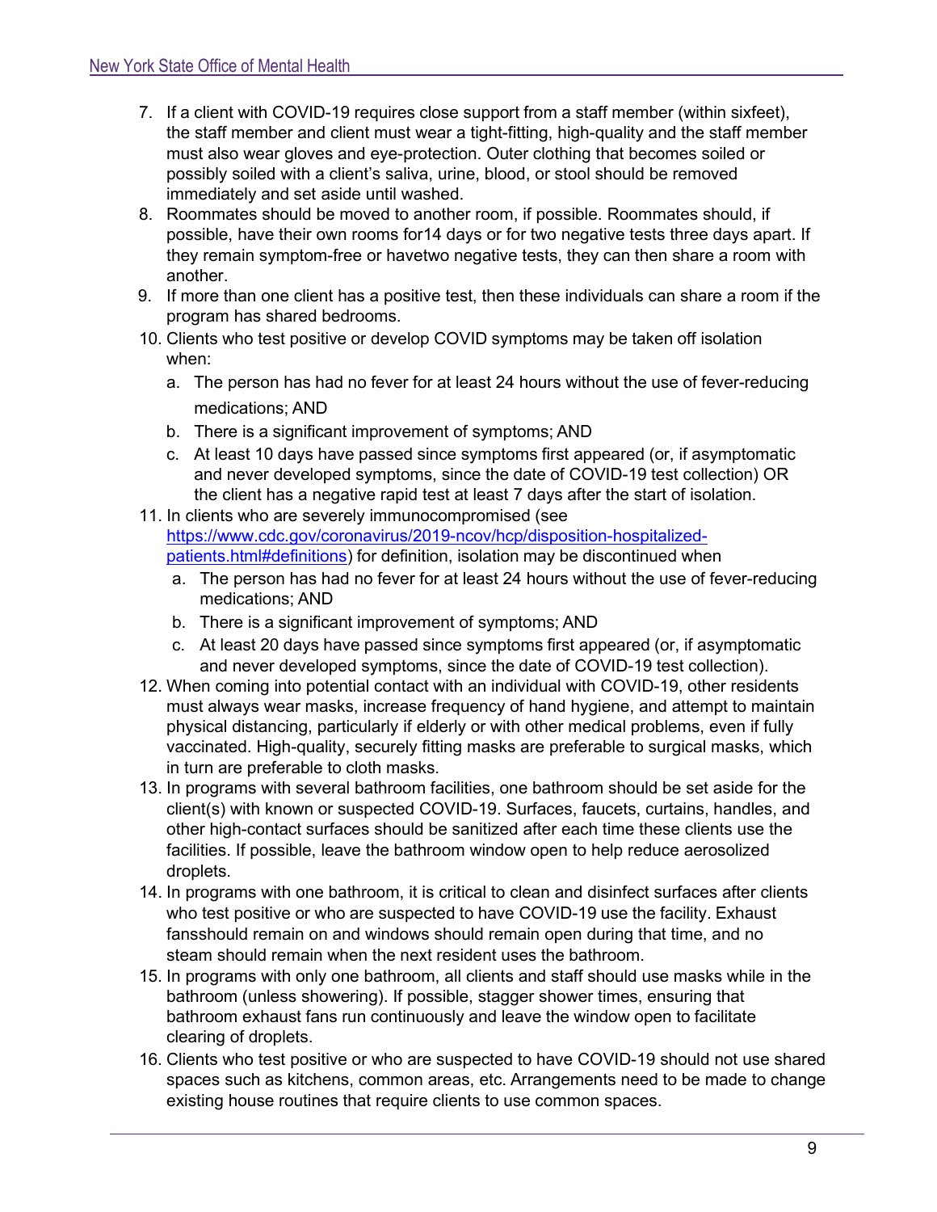7. If a client with COVID-19 requires close support from a staff member (within sixfeet), the staff member and client must wear a tight-fitting, high-quality and the staff member must also wear gloves and eye-protection. Outer clothing that becomes soiled or possibly soiled with a client's saliva, urine, blood, or stool should be removed immediately and set aside until washed.
8. Roommates should be moved to another room, if possible. Roommates should, if possible, have their own rooms for14 days or for two negative tests three days apart. If they remain symptom-free or havetwo negative tests, they can then share a room with another.
9. If more than one client has a positive test, then these individuals can share a room if the program has shared bedrooms.
10. Clients who test positive or develop COVID symptoms may be taken off isolation when:
    a. The person has had no fever for at least 24 hours without the use of fever-reducing medications; AND
    b. There is a significant improvement of symptoms; AND
    c. At least 10 days have passed since symptoms first appeared (or, if asymptomatic and never developed symptoms, since the date of COVID-19 test collection) OR the client has a negative rapid test at least 7 days after the start of isolation.
11. In clients who are severely immunocompromised (see [https://www.cdc.gov/coronavirus/2019-ncov/hcp/disposition-hospitalized-patients.html#definitions](https://www.cdc.gov/coronavirus/2019-ncov/hcp/disposition-hospitalized-patients.html#definitions)) for definition, isolation may be discontinued when
    a. The person has had no fever for at least 24 hours without the use of fever-reducing medications; AND
    b. There is a significant improvement of symptoms; AND
    c. At least 20 days have passed since symptoms first appeared (or, if asymptomatic and never developed symptoms, since the date of COVID-19 test collection).
12. When coming into potential contact with an individual with COVID-19, other residents must always wear masks, increase frequency of hand hygiene, and attempt to maintain physical distancing, particularly if elderly or with other medical problems, even if fully vaccinated. High-quality, securely fitting masks are preferable to surgical masks, which in turn are preferable to cloth masks.
13. In programs with several bathroom facilities, one bathroom should be set aside for the client(s) with known or suspected COVID-19. Surfaces, faucets, curtains, handles, and other high-contact surfaces should be sanitized after each time these clients use the facilities. If possible, leave the bathroom window open to help reduce aerosolized droplets.
14. In programs with one bathroom, it is critical to clean and disinfect surfaces after clients who test positive or who are suspected to have COVID-19 use the facility. Exhaust fansshould remain on and windows should remain open during that time, and no steam should remain when the next resident uses the bathroom.
15. In programs with only one bathroom, all clients and staff should use masks while in the bathroom (unless showering). If possible, stagger shower times, ensuring that bathroom exhaust fans run continuously and leave the window open to facilitate clearing of droplets.
16. Clients who test positive or who are suspected to have COVID-19 should not use shared spaces such as kitchens, common areas, etc. Arrangements need to be made to change existing house routines that require clients to use common spaces.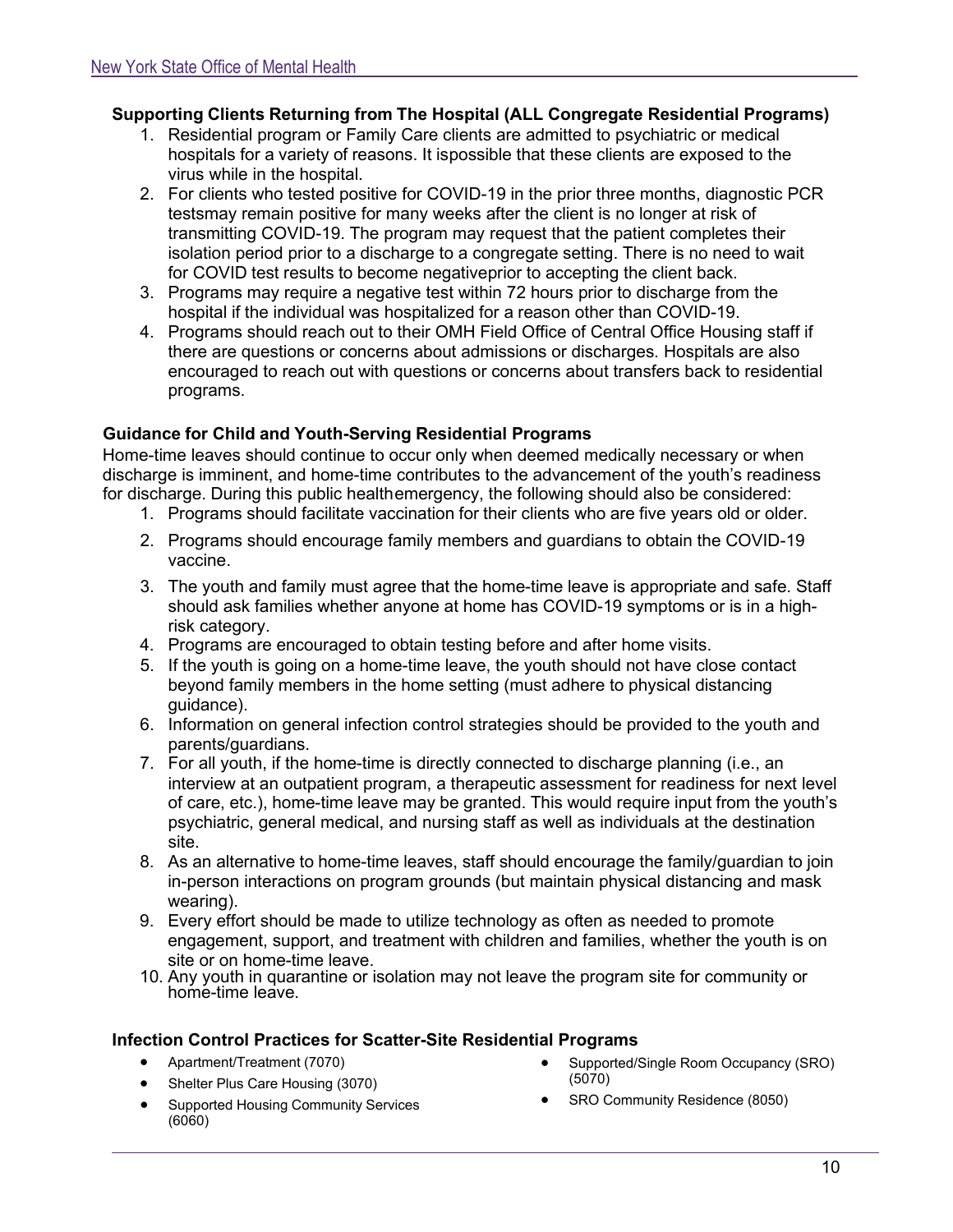### Supporting Clients Returning from The Hospital (ALL Congregate Residential Programs)

1. Residential program or Family Care clients are admitted to psychiatric or medical hospitals for a variety of reasons. It ispossible that these clients are exposed to the virus while in the hospital.
2. For clients who tested positive for COVID-19 in the prior three months, diagnostic PCR testsmay remain positive for many weeks after the client is no longer at risk of transmitting COVID-19. The program may request that the patient completes their isolation period prior to a discharge to a congregate setting. There is no need to wait for COVID test results to become negativeprior to accepting the client back.
3. Programs may require a negative test within 72 hours prior to discharge from the hospital if the individual was hospitalized for a reason other than COVID-19.
4. Programs should reach out to their OMH Field Office of Central Office Housing staff if there are questions or concerns about admissions or discharges. Hospitals are also encouraged to reach out with questions or concerns about transfers back to residential programs.

### Guidance for Child and Youth-Serving Residential Programs

Home-time leaves should continue to occur only when deemed medically necessary or when discharge is imminent, and home-time contributes to the advancement of the youth's readiness for discharge. During this public healthemergency, the following should also be considered:

1. Programs should facilitate vaccination for their clients who are five years old or older.
2. Programs should encourage family members and guardians to obtain the COVID-19 vaccine.
3. The youth and family must agree that the home-time leave is appropriate and safe. Staff should ask families whether anyone at home has COVID-19 symptoms or is in a high-risk category.
4. Programs are encouraged to obtain testing before and after home visits.
5. If the youth is going on a home-time leave, the youth should not have close contact beyond family members in the home setting (must adhere to physical distancing guidance).
6. Information on general infection control strategies should be provided to the youth and parents/guardians.
7. For all youth, if the home-time is directly connected to discharge planning (i.e., an interview at an outpatient program, a therapeutic assessment for readiness for next level of care, etc.), home-time leave may be granted. This would require input from the youth's psychiatric, general medical, and nursing staff as well as individuals at the destination site.
8. As an alternative to home-time leaves, staff should encourage the family/guardian to join in-person interactions on program grounds (but maintain physical distancing and mask wearing).
9. Every effort should be made to utilize technology as often as needed to promote engagement, support, and treatment with children and families, whether the youth is on site or on home-time leave.
10. Any youth in quarantine or isolation may not leave the program site for community or home-time leave.

### Infection Control Practices for Scatter-Site Residential Programs

- Apartment/Treatment (7070)
- Shelter Plus Care Housing (3070)
- Supported Housing Community Services (6060)
- Supported/Single Room Occupancy (SRO) (5070)
- SRO Community Residence (8050)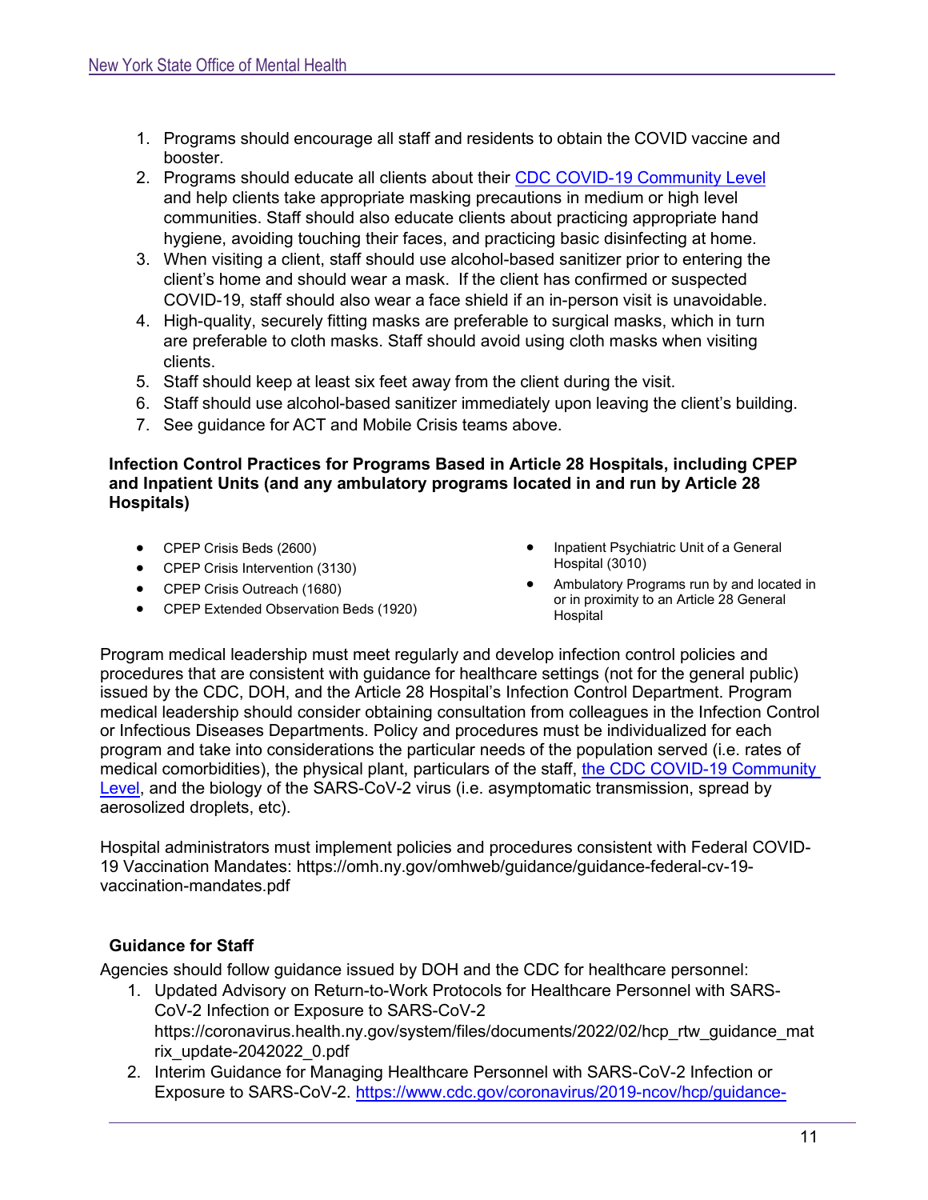1. Programs should encourage all staff and residents to obtain the COVID vaccine and booster.
2. Programs should educate all clients about their [CDC COVID-19 Community Level](#) and help clients take appropriate masking precautions in medium or high level communities. Staff should also educate clients about practicing appropriate hand hygiene, avoiding touching their faces, and practicing basic disinfecting at home.
3. When visiting a client, staff should use alcohol-based sanitizer prior to entering the client's home and should wear a mask. If the client has confirmed or suspected COVID-19, staff should also wear a face shield if an in-person visit is unavoidable.
4. High-quality, securely fitting masks are preferable to surgical masks, which in turn are preferable to cloth masks. Staff should avoid using cloth masks when visiting clients.
5. Staff should keep at least six feet away from the client during the visit.
6. Staff should use alcohol-based sanitizer immediately upon leaving the client's building.
7. See guidance for ACT and Mobile Crisis teams above.

**Infection Control Practices for Programs Based in Article 28 Hospitals, including CPEP and Inpatient Units (and any ambulatory programs located in and run by Article 28 Hospitals)**

- CPEP Crisis Beds (2600)
- CPEP Crisis Intervention (3130)
- CPEP Crisis Outreach (1680)
- CPEP Extended Observation Beds (1920)
- Inpatient Psychiatric Unit of a General Hospital (3010)
- Ambulatory Programs run by and located in or in proximity to an Article 28 General Hospital

Program medical leadership must meet regularly and develop infection control policies and procedures that are consistent with guidance for healthcare settings (not for the general public) issued by the CDC, DOH, and the Article 28 Hospital's Infection Control Department. Program medical leadership should consider obtaining consultation from colleagues in the Infection Control or Infectious Diseases Departments. Policy and procedures must be individualized for each program and take into considerations the particular needs of the population served (i.e. rates of medical comorbidities), the physical plant, particulars of the staff, [the CDC COVID-19 Community Level](#), and the biology of the SARS-CoV-2 virus (i.e. asymptomatic transmission, spread by aerosolized droplets, etc).

Hospital administrators must implement policies and procedures consistent with Federal COVID-19 Vaccination Mandates: https://omh.ny.gov/omhweb/guidance/guidance-federal-cv-19-vaccination-mandates.pdf

**Guidance for Staff**

Agencies should follow guidance issued by DOH and the CDC for healthcare personnel:

1. Updated Advisory on Return-to-Work Protocols for Healthcare Personnel with SARS-CoV-2 Infection or Exposure to SARS-CoV-2 https://coronavirus.health.ny.gov/system/files/documents/2022/02/hcp_rtw_guidance_matrix_update-2042022_0.pdf
2. Interim Guidance for Managing Healthcare Personnel with SARS-CoV-2 Infection or Exposure to SARS-CoV-2. https://www.cdc.gov/coronavirus/2019-ncov/hcp/guidance-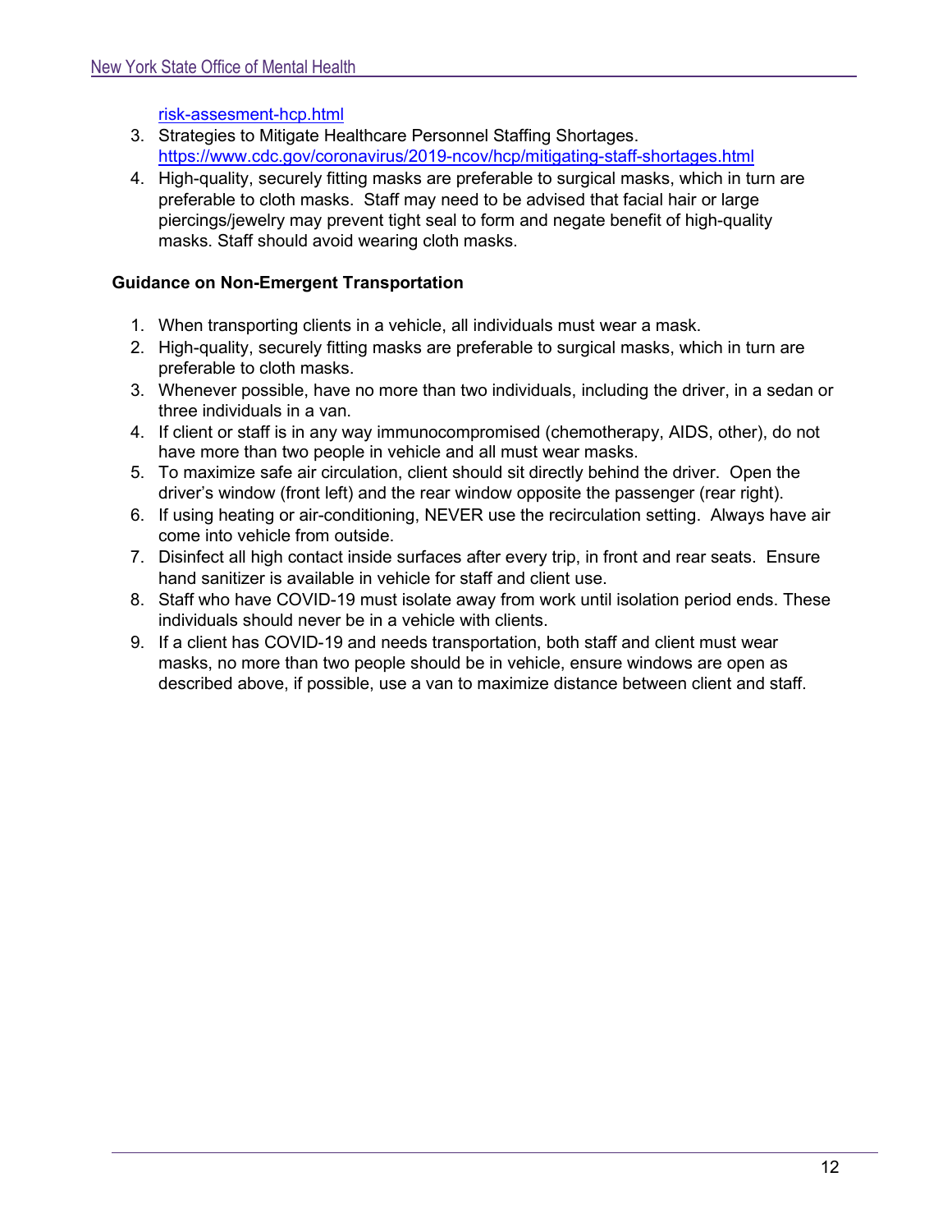[risk-assesment-hcp.html](risk-assesment-hcp.html)

3. Strategies to Mitigate Healthcare Personnel Staffing Shortages. https://www.cdc.gov/coronavirus/2019-ncov/hcp/mitigating-staff-shortages.html
4. High-quality, securely fitting masks are preferable to surgical masks, which in turn are preferable to cloth masks. Staff may need to be advised that facial hair or large piercings/jewelry may prevent tight seal to form and negate benefit of high-quality masks. Staff should avoid wearing cloth masks.

**Guidance on Non-Emergent Transportation**

1. When transporting clients in a vehicle, all individuals must wear a mask.
2. High-quality, securely fitting masks are preferable to surgical masks, which in turn are preferable to cloth masks.
3. Whenever possible, have no more than two individuals, including the driver, in a sedan or three individuals in a van.
4. If client or staff is in any way immunocompromised (chemotherapy, AIDS, other), do not have more than two people in vehicle and all must wear masks.
5. To maximize safe air circulation, client should sit directly behind the driver. Open the driver's window (front left) and the rear window opposite the passenger (rear right).
6. If using heating or air-conditioning, NEVER use the recirculation setting. Always have air come into vehicle from outside.
7. Disinfect all high contact inside surfaces after every trip, in front and rear seats. Ensure hand sanitizer is available in vehicle for staff and client use.
8. Staff who have COVID-19 must isolate away from work until isolation period ends. These individuals should never be in a vehicle with clients.
9. If a client has COVID-19 and needs transportation, both staff and client must wear masks, no more than two people should be in vehicle, ensure windows are open as described above, if possible, use a van to maximize distance between client and staff.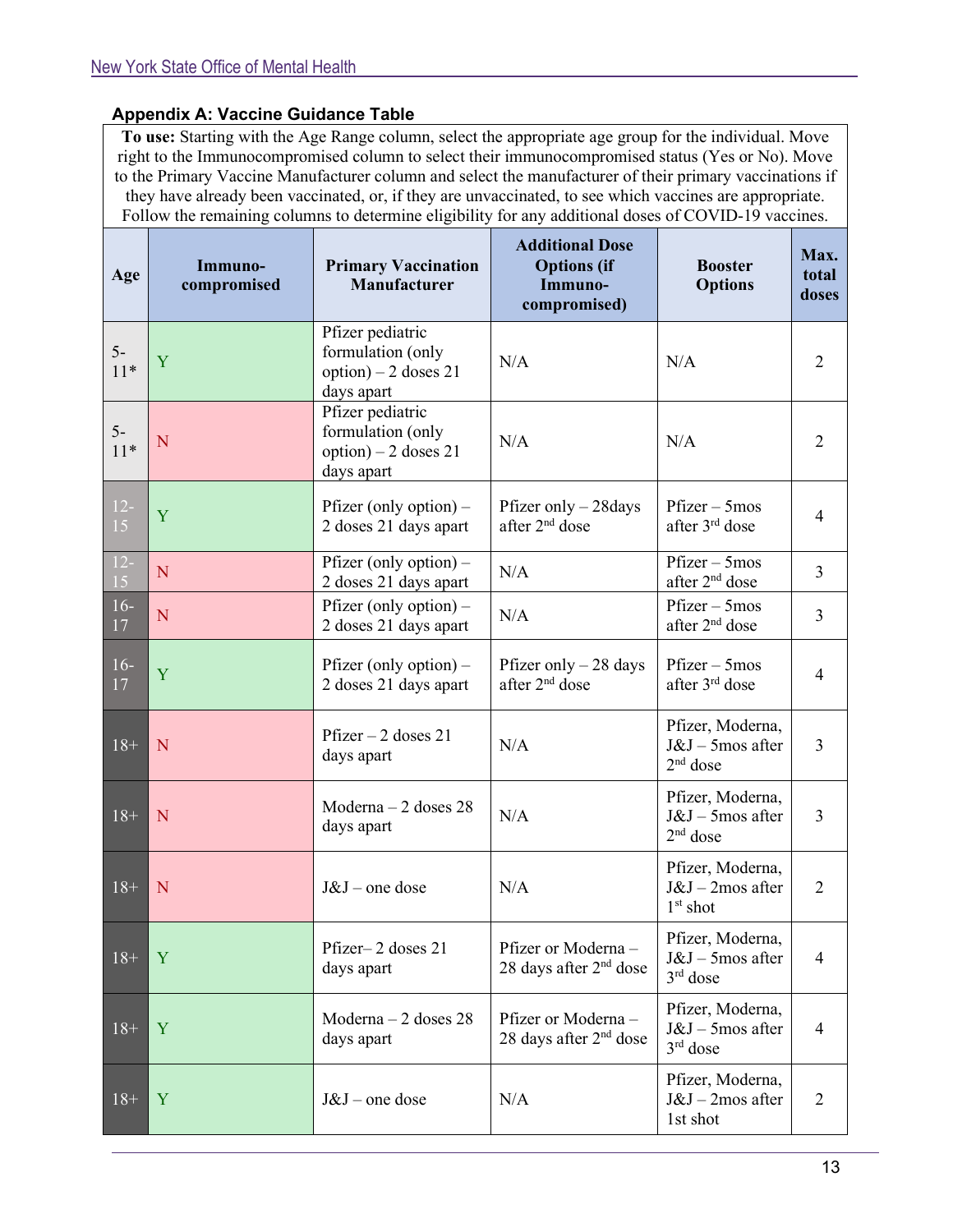### Appendix A: Vaccine Guidance Table

**To use:** Starting with the Age Range column, select the appropriate age group for the individual. Move right to the Immunocompromised column to select their immunocompromised status (Yes or No). Move to the Primary Vaccine Manufacturer column and select the manufacturer of their primary vaccinations if they have already been vaccinated, or, if they are unvaccinated, to see which vaccines are appropriate. Follow the remaining columns to determine eligibility for any additional doses of COVID-19 vaccines.

| Age | Immuno-compromised | Primary Vaccination Manufacturer | Additional Dose Options (if Immuno-compromised) | Booster Options | Max. total doses |
|---|---|---|---|---|---|
| 5-11* | Y | Pfizer pediatric formulation (only option) – 2 doses 21 days apart | N/A | N/A | 2 |
| 5-11* | N | Pfizer pediatric formulation (only option) – 2 doses 21 days apart | N/A | N/A | 2 |
| 12-15 | Y | Pfizer (only option) – 2 doses 21 days apart | Pfizer only – 28days after 2nd dose | Pfizer – 5mos after 3rd dose | 4 |
| 12-15 | N | Pfizer (only option) – 2 doses 21 days apart | N/A | Pfizer – 5mos after 2nd dose | 3 |
| 16-17 | N | Pfizer (only option) – 2 doses 21 days apart | N/A | Pfizer – 5mos after 2nd dose | 3 |
| 16-17 | Y | Pfizer (only option) – 2 doses 21 days apart | Pfizer only – 28 days after 2nd dose | Pfizer – 5mos after 3rd dose | 4 |
| 18+ | N | Pfizer – 2 doses 21 days apart | N/A | Pfizer, Moderna, J&J – 5mos after 2nd dose | 3 |
| 18+ | N | Moderna – 2 doses 28 days apart | N/A | Pfizer, Moderna, J&J – 5mos after 2nd dose | 3 |
| 18+ | N | J&J – one dose | N/A | Pfizer, Moderna, J&J – 2mos after 1st shot | 2 |
| 18+ | Y | Pfizer– 2 doses 21 days apart | Pfizer or Moderna – 28 days after 2nd dose | Pfizer, Moderna, J&J – 5mos after 3rd dose | 4 |
| 18+ | Y | Moderna – 2 doses 28 days apart | Pfizer or Moderna – 28 days after 2nd dose | Pfizer, Moderna, J&J – 5mos after 3rd dose | 4 |
| 18+ | Y | J&J – one dose | N/A | Pfizer, Moderna, J&J – 2mos after 1st shot | 2 |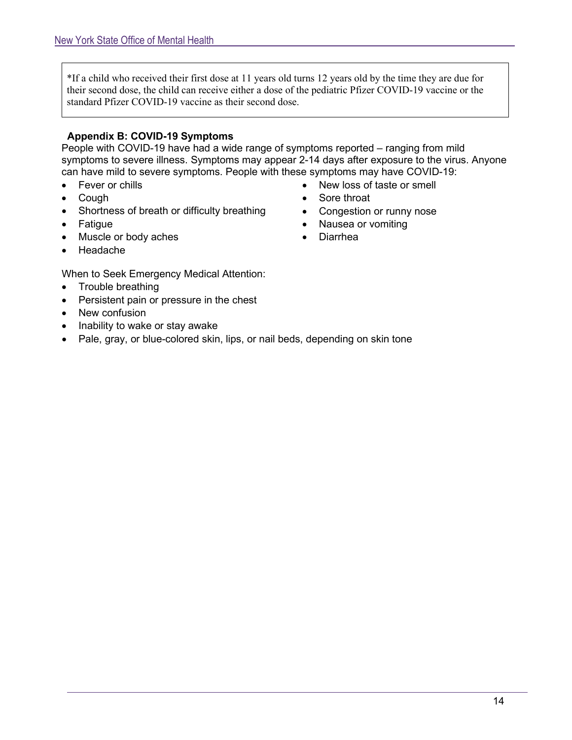*If a child who received their first dose at 11 years old turns 12 years old by the time they are due for their second dose, the child can receive either a dose of the pediatric Pfizer COVID-19 vaccine or the standard Pfizer COVID-19 vaccine as their second dose.

**Appendix B: COVID-19 Symptoms**

People with COVID-19 have had a wide range of symptoms reported – ranging from mild symptoms to severe illness. Symptoms may appear 2-14 days after exposure to the virus. Anyone can have mild to severe symptoms. People with these symptoms may have COVID-19:

- Fever or chills
- Cough
- Shortness of breath or difficulty breathing
- Fatigue
- Muscle or body aches
- Headache
- New loss of taste or smell
- Sore throat
- Congestion or runny nose
- Nausea or vomiting
- Diarrhea

When to Seek Emergency Medical Attention:

- Trouble breathing
- Persistent pain or pressure in the chest
- New confusion
- Inability to wake or stay awake
- Pale, gray, or blue-colored skin, lips, or nail beds, depending on skin tone